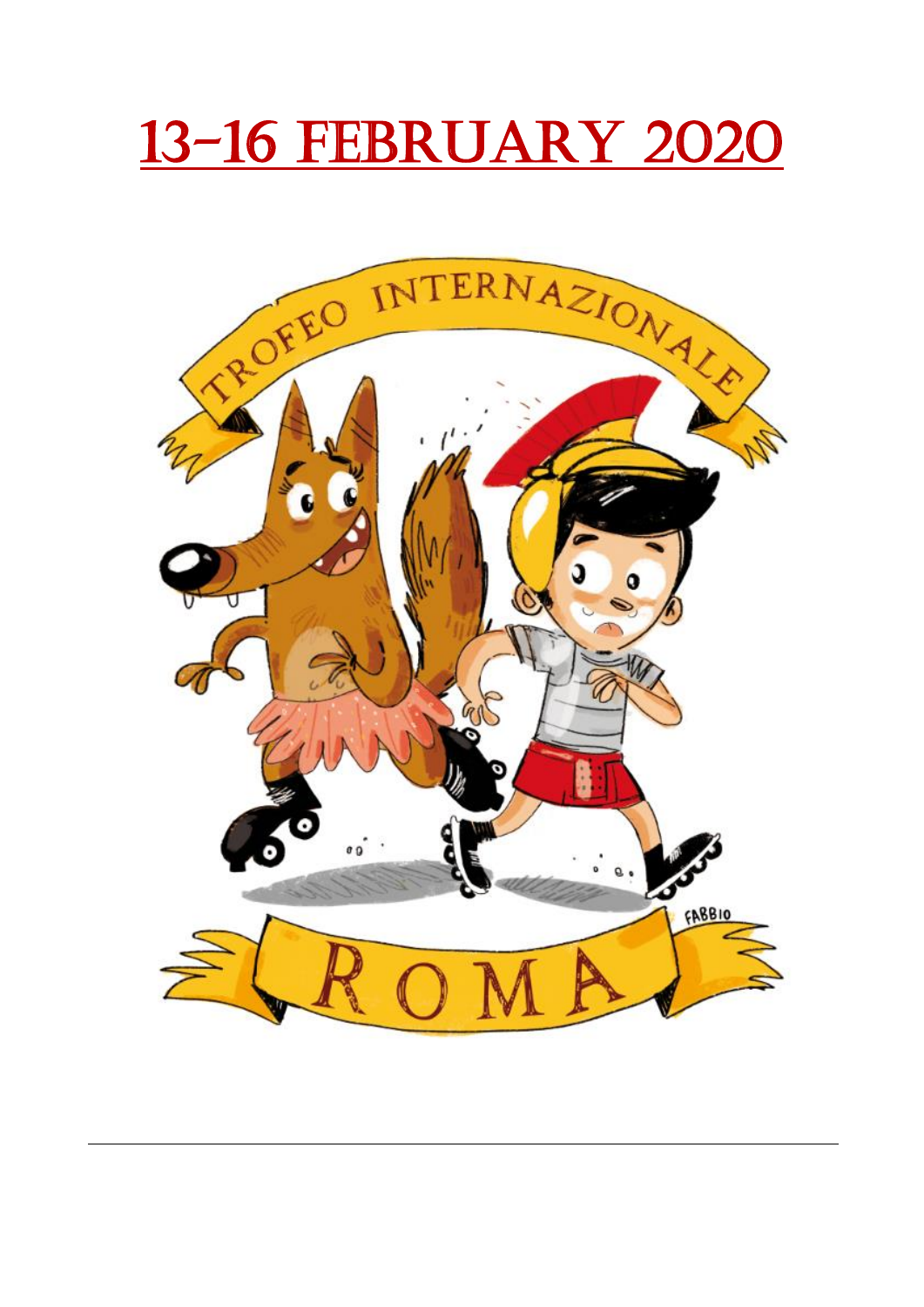# 13-16 FEBRUARY 2020

TROFEO INTERNAZIONALE

ROMA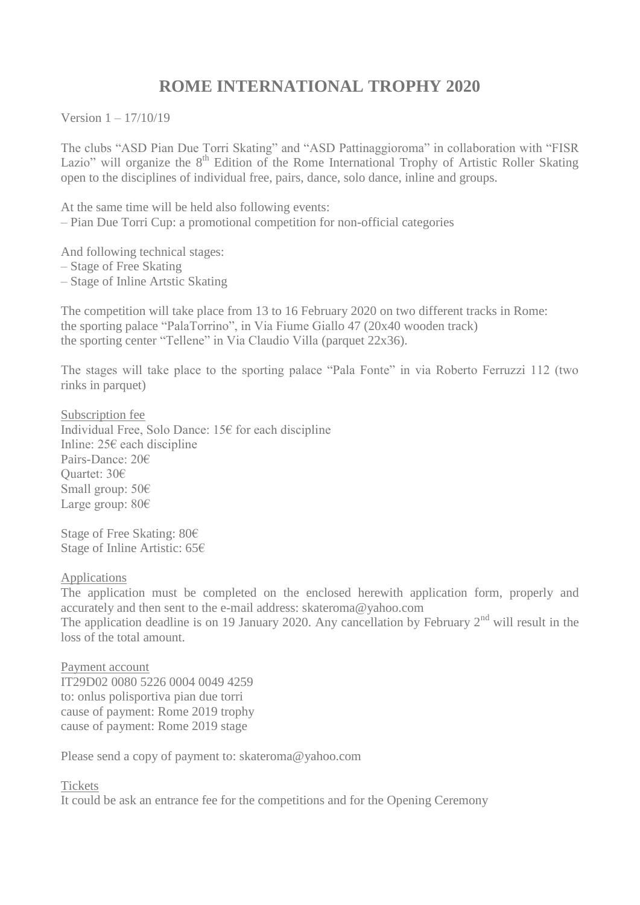# ROME INTERNATIONAL TROPHY 2020

Version 1 – 17/10/19

The clubs "ASD Pian Due Torri Skating" and "ASD Pattinaggioroma" in collaboration with "FISR Lazio" will organize the 8th Edition of the Rome International Trophy of Artistic Roller Skating open to the disciplines of individual free, pairs, dance, solo dance, inline and groups.

At the same time will be held also following events:
– Pian Due Torri Cup: a promotional competition for non-official categories

And following technical stages:
– Stage of Free Skating
– Stage of Inline Artstic Skating

The competition will take place from 13 to 16 February 2020 on two different tracks in Rome:
the sporting palace "PalaTorrino", in Via Fiume Giallo 47 (20x40 wooden track)
the sporting center "Tellene" in Via Claudio Villa (parquet 22x36).

The stages will take place to the sporting palace "Pala Fonte" in via Roberto Ferruzzi 112 (two rinks in parquet)

Subscription fee
Individual Free, Solo Dance: 15€ for each discipline
Inline: 25€ each discipline
Pairs-Dance: 20€
Quartet: 30€
Small group: 50€
Large group: 80€

Stage of Free Skating: 80€
Stage of Inline Artistic: 65€

Applications
The application must be completed on the enclosed herewith application form, properly and accurately and then sent to the e-mail address: skateroma@yahoo.com
The application deadline is on 19 January 2020. Any cancellation by February 2nd will result in the loss of the total amount.

Payment account
IT29D02 0080 5226 0004 0049 4259
to: onlus polisportiva pian due torri
cause of payment: Rome 2019 trophy
cause of payment: Rome 2019 stage

Please send a copy of payment to: skateroma@yahoo.com

Tickets
It could be ask an entrance fee for the competitions and for the Opening Ceremony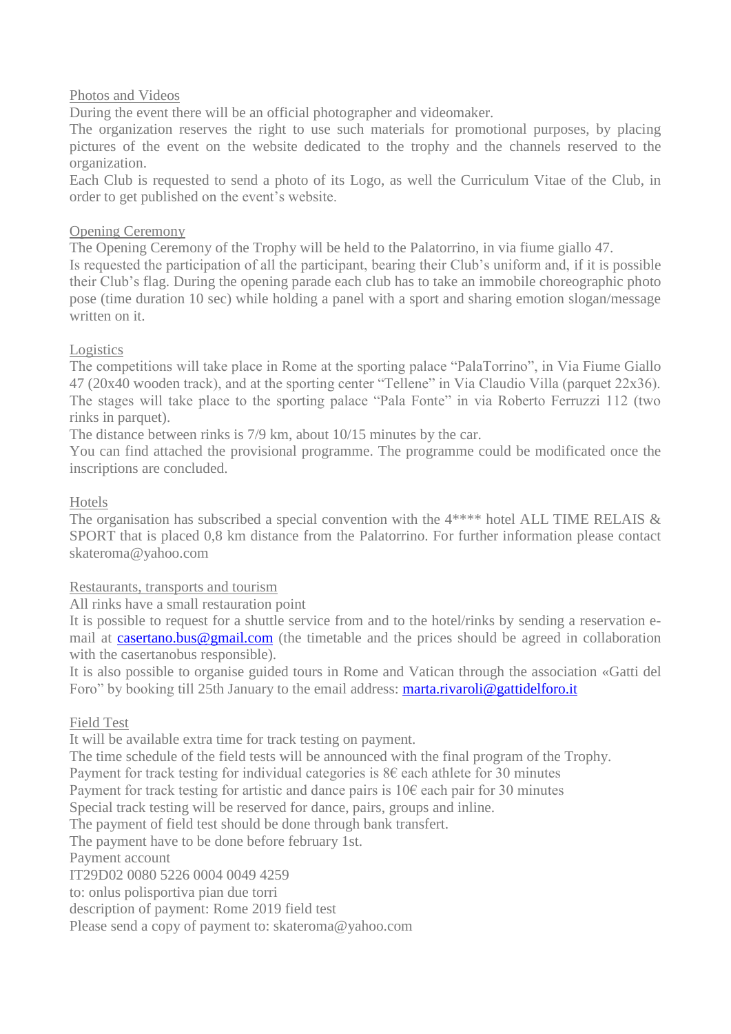Photos and Videos

During the event there will be an official photographer and videomaker.

The organization reserves the right to use such materials for promotional purposes, by placing pictures of the event on the website dedicated to the trophy and the channels reserved to the organization.

Each Club is requested to send a photo of its Logo, as well the Curriculum Vitae of the Club, in order to get published on the event's website.

Opening Ceremony

The Opening Ceremony of the Trophy will be held to the Palatorrino, in via fiume giallo 47.

Is requested the participation of all the participant, bearing their Club's uniform and, if it is possible their Club's flag. During the opening parade each club has to take an immobile choreographic photo pose (time duration 10 sec) while holding a panel with a sport and sharing emotion slogan/message written on it.

Logistics

The competitions will take place in Rome at the sporting palace "PalaTorrino", in Via Fiume Giallo 47 (20x40 wooden track), and at the sporting center "Tellene" in Via Claudio Villa (parquet 22x36). The stages will take place to the sporting palace "Pala Fonte" in via Roberto Ferruzzi 112 (two rinks in parquet).

The distance between rinks is 7/9 km, about 10/15 minutes by the car.

You can find attached the provisional programme. The programme could be modificated once the inscriptions are concluded.

Hotels

The organisation has subscribed a special convention with the 4**** hotel ALL TIME RELAIS & SPORT that is placed 0,8 km distance from the Palatorrino. For further information please contact skateroma@yahoo.com

Restaurants, transports and tourism

All rinks have a small restauration point

It is possible to request for a shuttle service from and to the hotel/rinks by sending a reservation e-mail at casertano.bus@gmail.com (the timetable and the prices should be agreed in collaboration with the casertanobus responsible).

It is also possible to organise guided tours in Rome and Vatican through the association «Gatti del Foro" by booking till 25th January to the email address: marta.rivaroli@gattidelforo.it

Field Test

It will be available extra time for track testing on payment.

The time schedule of the field tests will be announced with the final program of the Trophy.

Payment for track testing for individual categories is 8€ each athlete for 30 minutes

Payment for track testing for artistic and dance pairs is 10€ each pair for 30 minutes

Special track testing will be reserved for dance, pairs, groups and inline.

The payment of field test should be done through bank transfert.

The payment have to be done before february 1st.

Payment account

IT29D02 0080 5226 0004 0049 4259

to: onlus polisportiva pian due torri

description of payment: Rome 2019 field test

Please send a copy of payment to: skateroma@yahoo.com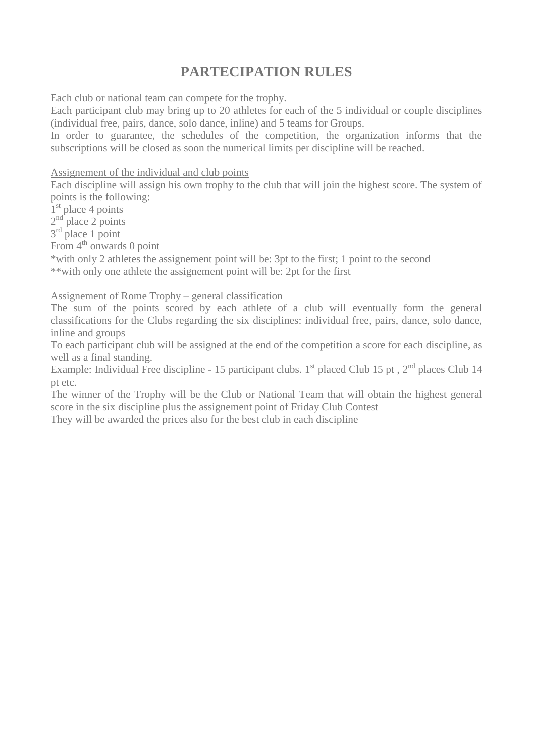# PARTECIPATION RULES

Each club or national team can compete for the trophy.
Each participant club may bring up to 20 athletes for each of the 5 individual or couple disciplines (individual free, pairs, dance, solo dance, inline) and 5 teams for Groups.
In order to guarantee, the schedules of the competition, the organization informs that the subscriptions will be closed as soon the numerical limits per discipline will be reached.

<u>Assignement of the individual and club points</u>

Each discipline will assign his own trophy to the club that will join the highest score. The system of points is the following:

1st place 4 points
2nd place 2 points
3rd place 1 point
From 4th onwards 0 point
*with only 2 athletes the assignement point will be: 3pt to the first; 1 point to the second
**with only one athlete the assignement point will be: 2pt for the first

<u>Assignement of Rome Trophy – general classification</u>

The sum of the points scored by each athlete of a club will eventually form the general classifications for the Clubs regarding the six disciplines: individual free, pairs, dance, solo dance, inline and groups
To each participant club will be assigned at the end of the competition a score for each discipline, as well as a final standing.
Example: Individual Free discipline - 15 participant clubs. 1st placed Club 15 pt , 2nd places Club 14 pt etc.
The winner of the Trophy will be the Club or National Team that will obtain the highest general score in the six discipline plus the assignement point of Friday Club Contest
They will be awarded the prices also for the best club in each discipline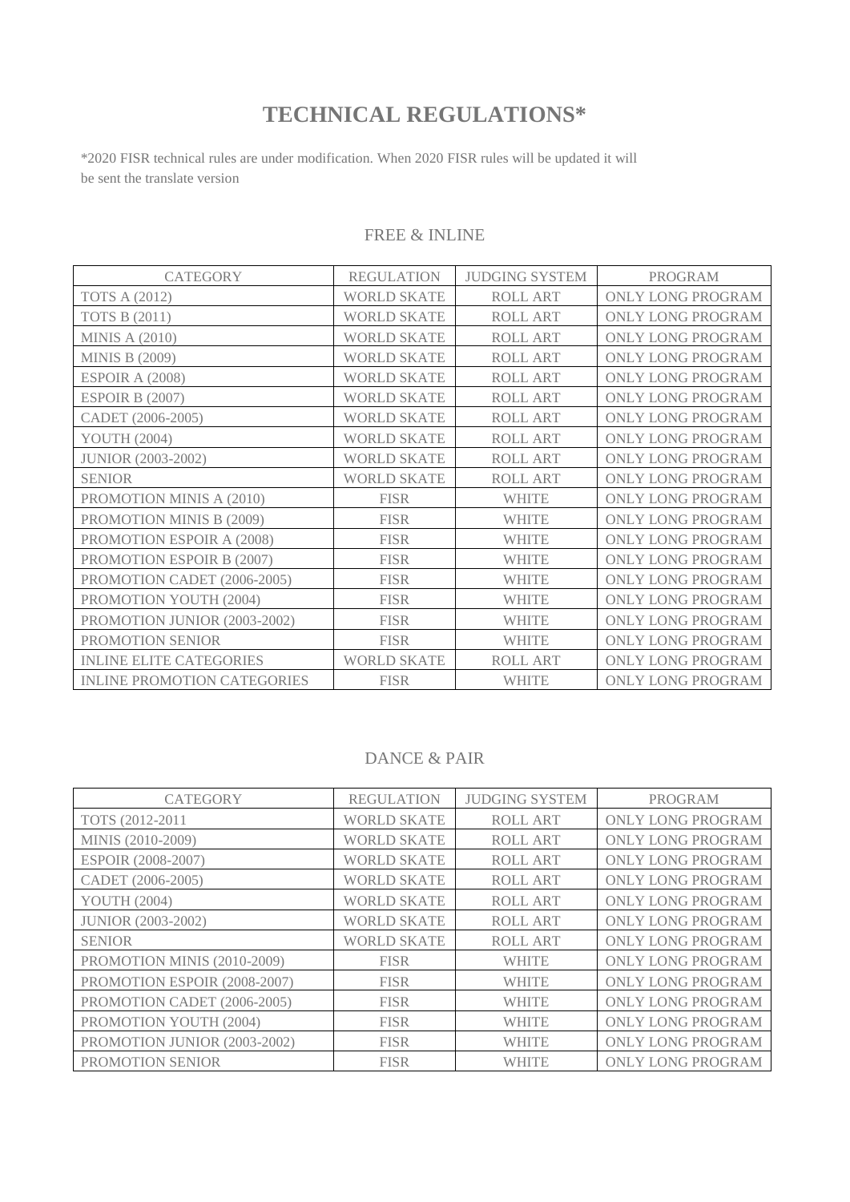# TECHNICAL REGULATIONS*

*2020 FISR technical rules are under modification. When 2020 FISR rules will be updated it will be sent the translate version

## FREE & INLINE

| CATEGORY | REGULATION | JUDGING SYSTEM | PROGRAM |
|---|---|---|---|
| TOTS A (2012) | WORLD SKATE | ROLL ART | ONLY LONG PROGRAM |
| TOTS B (2011) | WORLD SKATE | ROLL ART | ONLY LONG PROGRAM |
| MINIS A (2010) | WORLD SKATE | ROLL ART | ONLY LONG PROGRAM |
| MINIS B (2009) | WORLD SKATE | ROLL ART | ONLY LONG PROGRAM |
| ESPOIR A (2008) | WORLD SKATE | ROLL ART | ONLY LONG PROGRAM |
| ESPOIR B (2007) | WORLD SKATE | ROLL ART | ONLY LONG PROGRAM |
| CADET (2006-2005) | WORLD SKATE | ROLL ART | ONLY LONG PROGRAM |
| YOUTH (2004) | WORLD SKATE | ROLL ART | ONLY LONG PROGRAM |
| JUNIOR (2003-2002) | WORLD SKATE | ROLL ART | ONLY LONG PROGRAM |
| SENIOR | WORLD SKATE | ROLL ART | ONLY LONG PROGRAM |
| PROMOTION MINIS A (2010) | FISR | WHITE | ONLY LONG PROGRAM |
| PROMOTION MINIS B (2009) | FISR | WHITE | ONLY LONG PROGRAM |
| PROMOTION ESPOIR A (2008) | FISR | WHITE | ONLY LONG PROGRAM |
| PROMOTION ESPOIR B (2007) | FISR | WHITE | ONLY LONG PROGRAM |
| PROMOTION CADET (2006-2005) | FISR | WHITE | ONLY LONG PROGRAM |
| PROMOTION YOUTH (2004) | FISR | WHITE | ONLY LONG PROGRAM |
| PROMOTION JUNIOR (2003-2002) | FISR | WHITE | ONLY LONG PROGRAM |
| PROMOTION SENIOR | FISR | WHITE | ONLY LONG PROGRAM |
| INLINE ELITE CATEGORIES | WORLD SKATE | ROLL ART | ONLY LONG PROGRAM |
| INLINE PROMOTION CATEGORIES | FISR | WHITE | ONLY LONG PROGRAM |

## DANCE & PAIR

| CATEGORY | REGULATION | JUDGING SYSTEM | PROGRAM |
|---|---|---|---|
| TOTS (2012-2011 | WORLD SKATE | ROLL ART | ONLY LONG PROGRAM |
| MINIS (2010-2009) | WORLD SKATE | ROLL ART | ONLY LONG PROGRAM |
| ESPOIR (2008-2007) | WORLD SKATE | ROLL ART | ONLY LONG PROGRAM |
| CADET (2006-2005) | WORLD SKATE | ROLL ART | ONLY LONG PROGRAM |
| YOUTH (2004) | WORLD SKATE | ROLL ART | ONLY LONG PROGRAM |
| JUNIOR (2003-2002) | WORLD SKATE | ROLL ART | ONLY LONG PROGRAM |
| SENIOR | WORLD SKATE | ROLL ART | ONLY LONG PROGRAM |
| PROMOTION MINIS (2010-2009) | FISR | WHITE | ONLY LONG PROGRAM |
| PROMOTION ESPOIR (2008-2007) | FISR | WHITE | ONLY LONG PROGRAM |
| PROMOTION CADET (2006-2005) | FISR | WHITE | ONLY LONG PROGRAM |
| PROMOTION YOUTH (2004) | FISR | WHITE | ONLY LONG PROGRAM |
| PROMOTION JUNIOR (2003-2002) | FISR | WHITE | ONLY LONG PROGRAM |
| PROMOTION SENIOR | FISR | WHITE | ONLY LONG PROGRAM |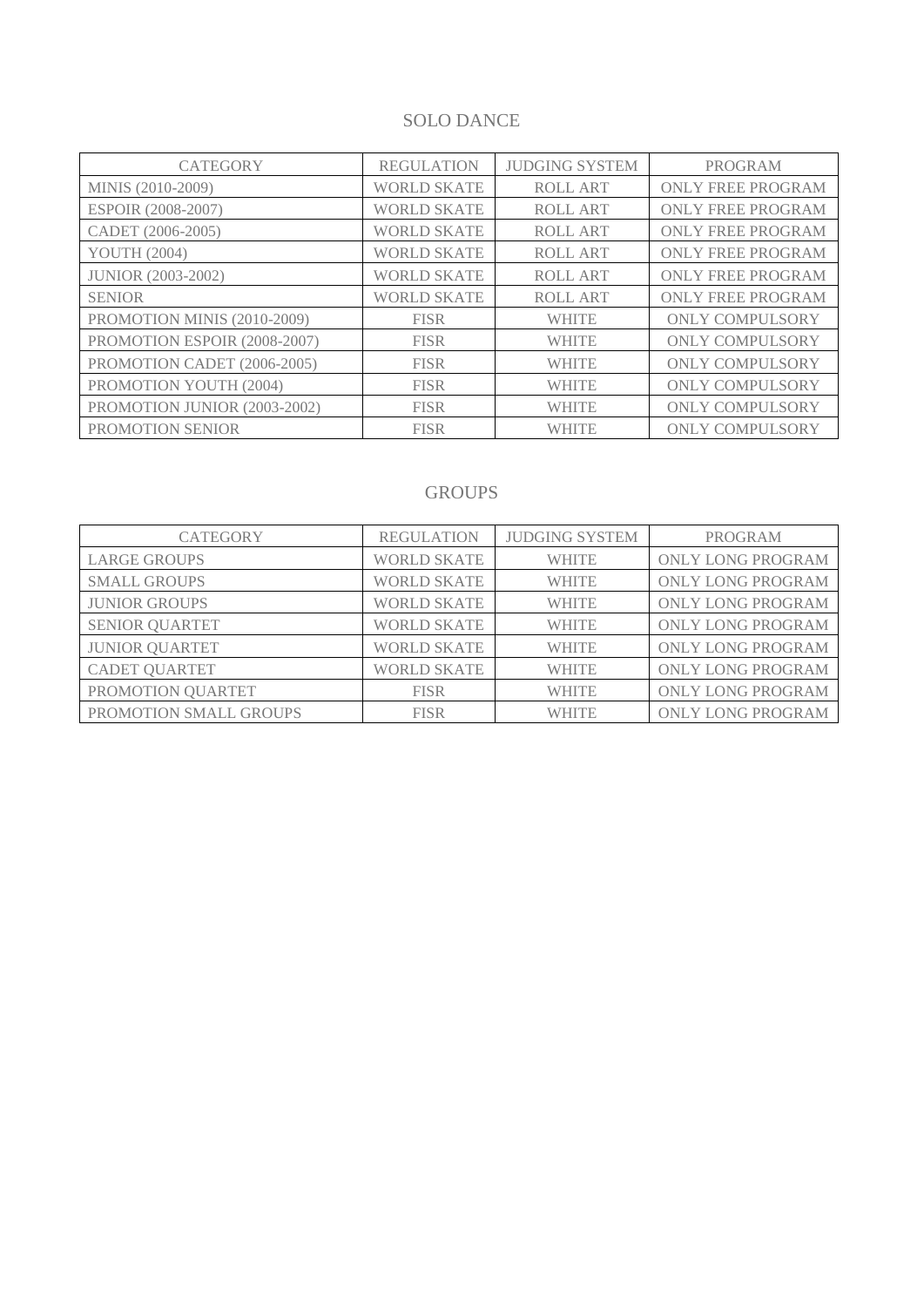## SOLO DANCE

| CATEGORY | REGULATION | JUDGING SYSTEM | PROGRAM |
|---|---|---|---|
| MINIS (2010-2009) | WORLD SKATE | ROLL ART | ONLY FREE PROGRAM |
| ESPOIR (2008-2007) | WORLD SKATE | ROLL ART | ONLY FREE PROGRAM |
| CADET (2006-2005) | WORLD SKATE | ROLL ART | ONLY FREE PROGRAM |
| YOUTH (2004) | WORLD SKATE | ROLL ART | ONLY FREE PROGRAM |
| JUNIOR (2003-2002) | WORLD SKATE | ROLL ART | ONLY FREE PROGRAM |
| SENIOR | WORLD SKATE | ROLL ART | ONLY FREE PROGRAM |
| PROMOTION MINIS (2010-2009) | FISR | WHITE | ONLY COMPULSORY |
| PROMOTION ESPOIR (2008-2007) | FISR | WHITE | ONLY COMPULSORY |
| PROMOTION CADET (2006-2005) | FISR | WHITE | ONLY COMPULSORY |
| PROMOTION YOUTH (2004) | FISR | WHITE | ONLY COMPULSORY |
| PROMOTION JUNIOR (2003-2002) | FISR | WHITE | ONLY COMPULSORY |
| PROMOTION SENIOR | FISR | WHITE | ONLY COMPULSORY |

## GROUPS

| CATEGORY | REGULATION | JUDGING SYSTEM | PROGRAM |
|---|---|---|---|
| LARGE GROUPS | WORLD SKATE | WHITE | ONLY LONG PROGRAM |
| SMALL GROUPS | WORLD SKATE | WHITE | ONLY LONG PROGRAM |
| JUNIOR GROUPS | WORLD SKATE | WHITE | ONLY LONG PROGRAM |
| SENIOR QUARTET | WORLD SKATE | WHITE | ONLY LONG PROGRAM |
| JUNIOR QUARTET | WORLD SKATE | WHITE | ONLY LONG PROGRAM |
| CADET QUARTET | WORLD SKATE | WHITE | ONLY LONG PROGRAM |
| PROMOTION QUARTET | FISR | WHITE | ONLY LONG PROGRAM |
| PROMOTION SMALL GROUPS | FISR | WHITE | ONLY LONG PROGRAM |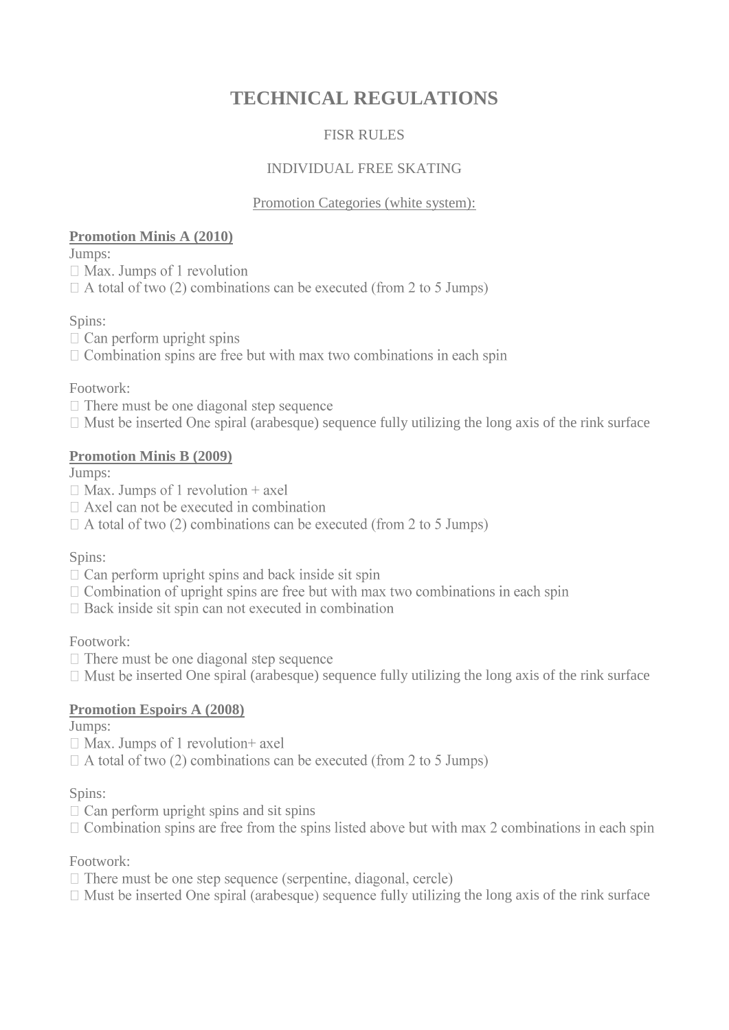# TECHNICAL REGULATIONS

FISR RULES

INDIVIDUAL FREE SKATING

Promotion Categories (white system):

**Promotion Minis A (2010)**

Jumps:

- Max. Jumps of 1 revolution
- A total of two (2) combinations can be executed (from 2 to 5 Jumps)

Spins:

- Can perform upright spins
- Combination spins are free but with max two combinations in each spin

Footwork:

- There must be one diagonal step sequence
- Must be inserted One spiral (arabesque) sequence fully utilizing the long axis of the rink surface

**Promotion Minis B (2009)**

Jumps:

- Max. Jumps of 1 revolution + axel
- Axel can not be executed in combination
- A total of two (2) combinations can be executed (from 2 to 5 Jumps)

Spins:

- Can perform upright spins and back inside sit spin
- Combination of upright spins are free but with max two combinations in each spin
- Back inside sit spin can not executed in combination

Footwork:

- There must be one diagonal step sequence
- Must be inserted One spiral (arabesque) sequence fully utilizing the long axis of the rink surface

**Promotion Espoirs A (2008)**

Jumps:

- Max. Jumps of 1 revolution+ axel
- A total of two (2) combinations can be executed (from 2 to 5 Jumps)

Spins:

- Can perform upright spins and sit spins
- Combination spins are free from the spins listed above but with max 2 combinations in each spin

Footwork:

- There must be one step sequence (serpentine, diagonal, cercle)
- Must be inserted One spiral (arabesque) sequence fully utilizing the long axis of the rink surface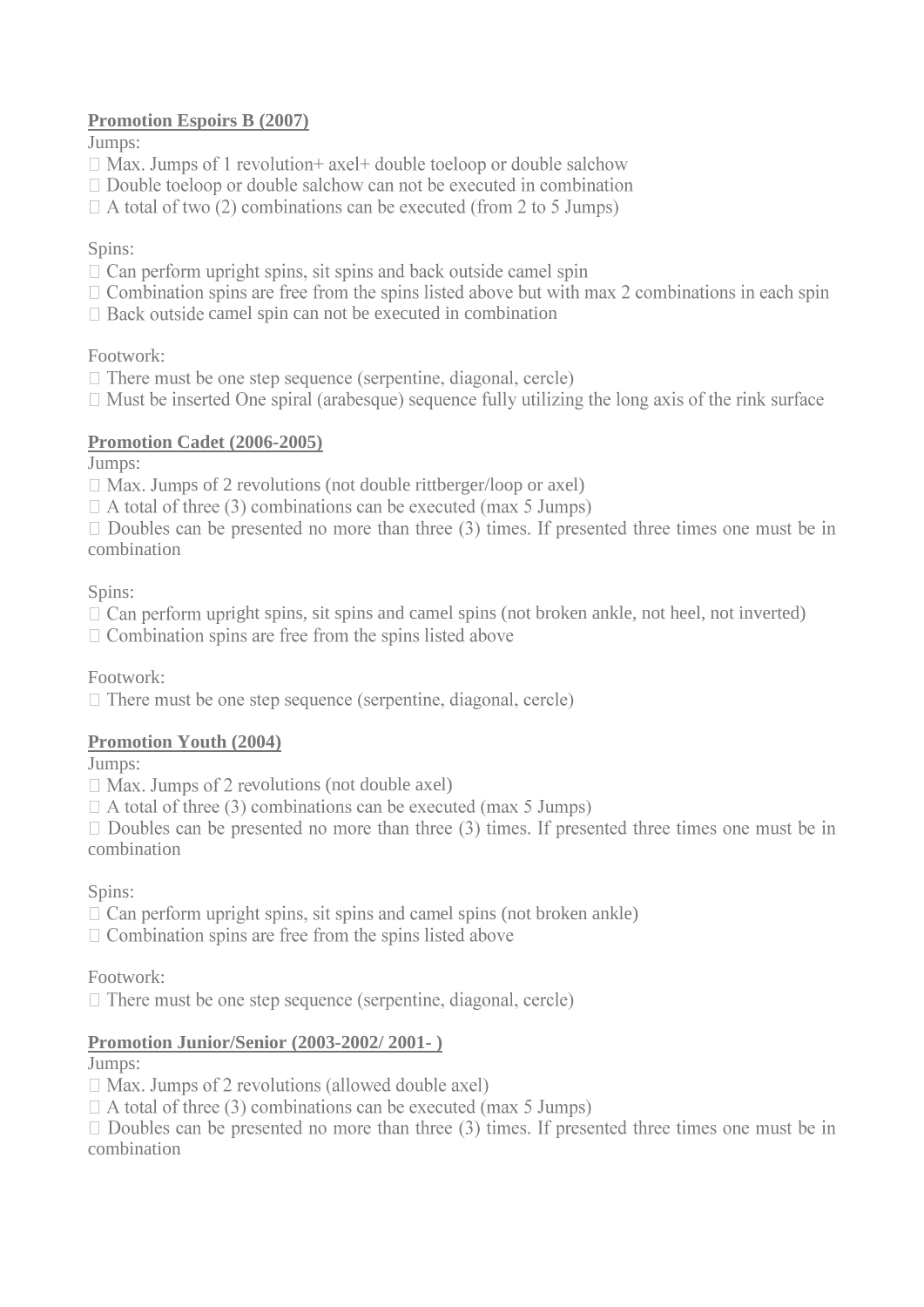**Promotion Espoirs B (2007)**

Jumps:

- Max. Jumps of 1 revolution+ axel+ double toeloop or double salchow
- Double toeloop or double salchow can not be executed in combination
- A total of two (2) combinations can be executed (from 2 to 5 Jumps)

Spins:

- Can perform upright spins, sit spins and back outside camel spin
- Combination spins are free from the spins listed above but with max 2 combinations in each spin
- Back outside camel spin can not be executed in combination

Footwork:

- There must be one step sequence (serpentine, diagonal, cercle)
- Must be inserted One spiral (arabesque) sequence fully utilizing the long axis of the rink surface

**Promotion Cadet (2006-2005)**

Jumps:

- Max. Jumps of 2 revolutions (not double rittberger/loop or axel)
- A total of three (3) combinations can be executed (max 5 Jumps)
- Doubles can be presented no more than three (3) times. If presented three times one must be in combination

Spins:

- Can perform upright spins, sit spins and camel spins (not broken ankle, not heel, not inverted)
- Combination spins are free from the spins listed above

Footwork:

- There must be one step sequence (serpentine, diagonal, cercle)

**Promotion Youth (2004)**

Jumps:

- Max. Jumps of 2 revolutions (not double axel)
- A total of three (3) combinations can be executed (max 5 Jumps)
- Doubles can be presented no more than three (3) times. If presented three times one must be in combination

Spins:

- Can perform upright spins, sit spins and camel spins (not broken ankle)
- Combination spins are free from the spins listed above

Footwork:

- There must be one step sequence (serpentine, diagonal, cercle)

**Promotion Junior/Senior (2003-2002/ 2001- )**

Jumps:

- Max. Jumps of 2 revolutions (allowed double axel)
- A total of three (3) combinations can be executed (max 5 Jumps)
- Doubles can be presented no more than three (3) times. If presented three times one must be in combination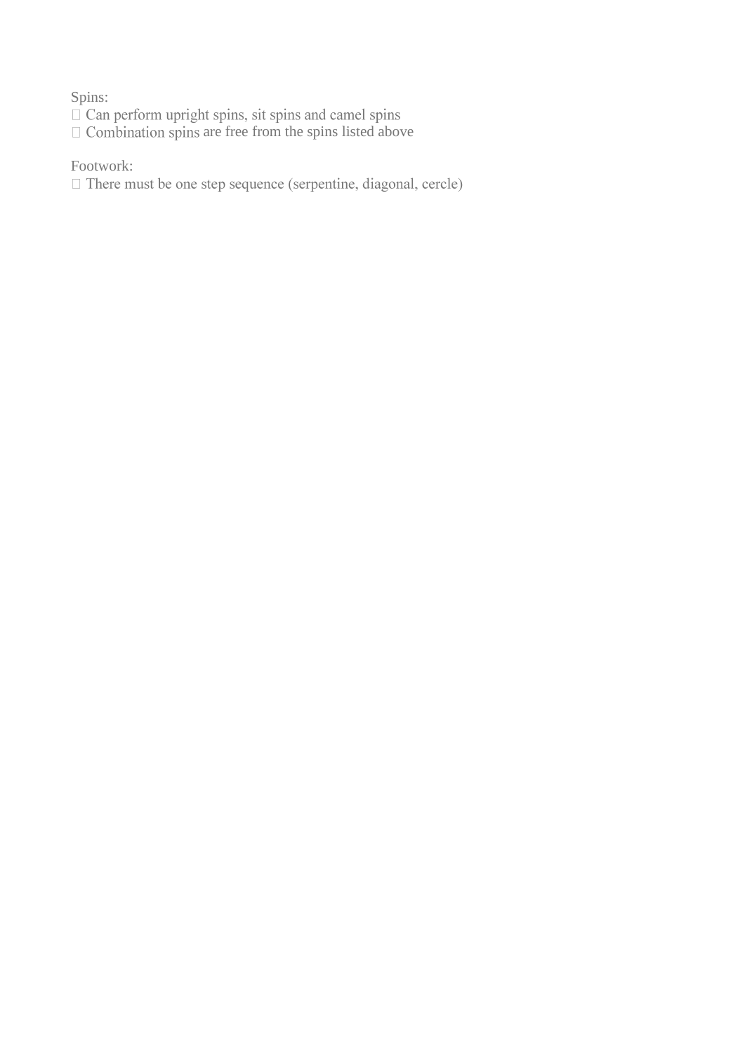Spins:

- Can perform upright spins, sit spins and camel spins
- Combination spins are free from the spins listed above

Footwork:

- There must be one step sequence (serpentine, diagonal, cercle)